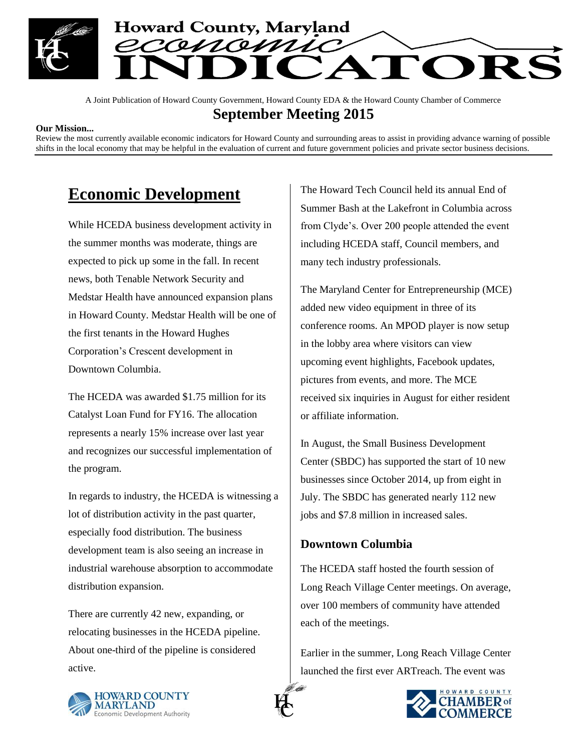# Howard County, Maryland economic INDICATORS

A Joint Publication of Howard County Government, Howard County EDA & the Howard County Chamber of Commerce

## September Meeting 2015

**Our Mission...**
Review the most currently available economic indicators for Howard County and surrounding areas to assist in providing advance warning of possible shifts in the local economy that may be helpful in the evaluation of current and future government policies and private sector business decisions.

## Economic Development

While HCEDA business development activity in the summer months was moderate, things are expected to pick up some in the fall. In recent news, both Tenable Network Security and Medstar Health have announced expansion plans in Howard County. Medstar Health will be one of the first tenants in the Howard Hughes Corporation's Crescent development in Downtown Columbia.

The HCEDA was awarded $1.75 million for its Catalyst Loan Fund for FY16. The allocation represents a nearly 15% increase over last year and recognizes our successful implementation of the program.

In regards to industry, the HCEDA is witnessing a lot of distribution activity in the past quarter, especially food distribution. The business development team is also seeing an increase in industrial warehouse absorption to accommodate distribution expansion.

There are currently 42 new, expanding, or relocating businesses in the HCEDA pipeline. About one-third of the pipeline is considered active.

The Howard Tech Council held its annual End of Summer Bash at the Lakefront in Columbia across from Clyde's. Over 200 people attended the event including HCEDA staff, Council members, and many tech industry professionals.

The Maryland Center for Entrepreneurship (MCE) added new video equipment in three of its conference rooms. An MPOD player is now setup in the lobby area where visitors can view upcoming event highlights, Facebook updates, pictures from events, and more. The MCE received six inquiries in August for either resident or affiliate information.

In August, the Small Business Development Center (SBDC) has supported the start of 10 new businesses since October 2014, up from eight in July. The SBDC has generated nearly 112 new jobs and $7.8 million in increased sales.

### Downtown Columbia

The HCEDA staff hosted the fourth session of Long Reach Village Center meetings. On average, over 100 members of community have attended each of the meetings.

Earlier in the summer, Long Reach Village Center launched the first ever ARTreach. The event was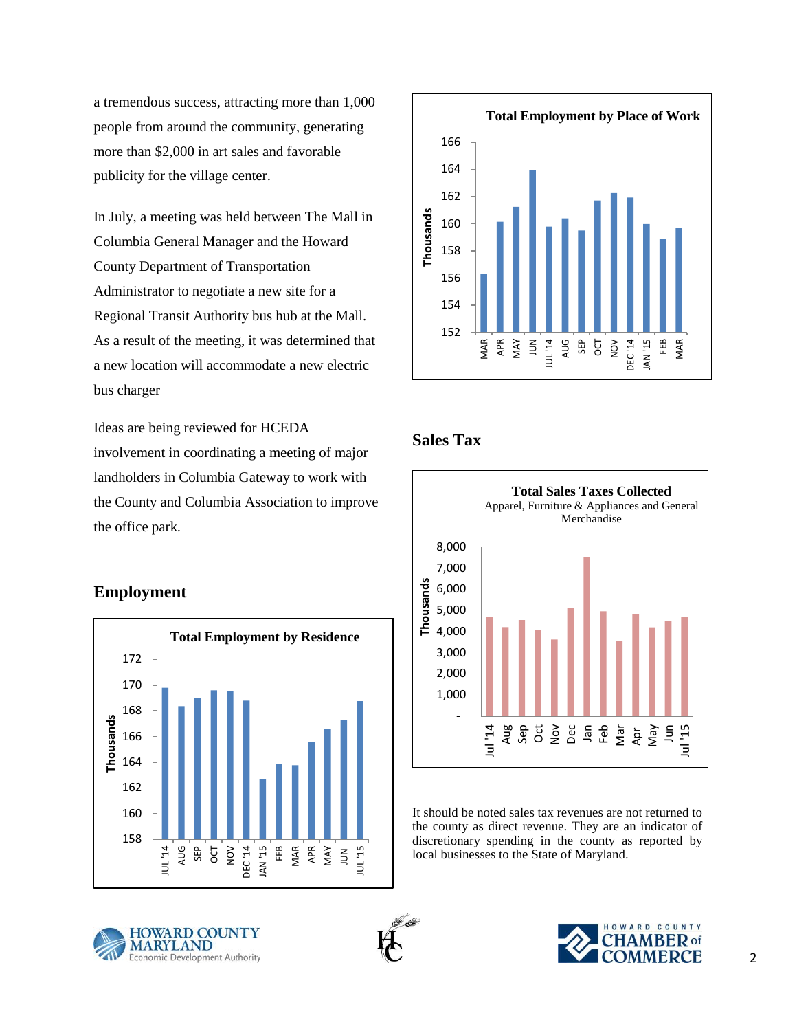a tremendous success, attracting more than 1,000 people from around the community, generating more than $2,000 in art sales and favorable publicity for the village center.

In July, a meeting was held between The Mall in Columbia General Manager and the Howard County Department of Transportation Administrator to negotiate a new site for a Regional Transit Authority bus hub at the Mall. As a result of the meeting, it was determined that a new location will accommodate a new electric bus charger

Ideas are being reviewed for HCEDA involvement in coordinating a meeting of major landholders in Columbia Gateway to work with the County and Columbia Association to improve the office park.

## Employment

**Total Employment by Residence**

**Total Employment by Place of Work**

## Sales Tax

**Total Sales Taxes Collected**
Apparel, Furniture & Appliances and General Merchandise

It should be noted sales tax revenues are not returned to the county as direct revenue. They are an indicator of discretionary spending in the county as reported by local businesses to the State of Maryland.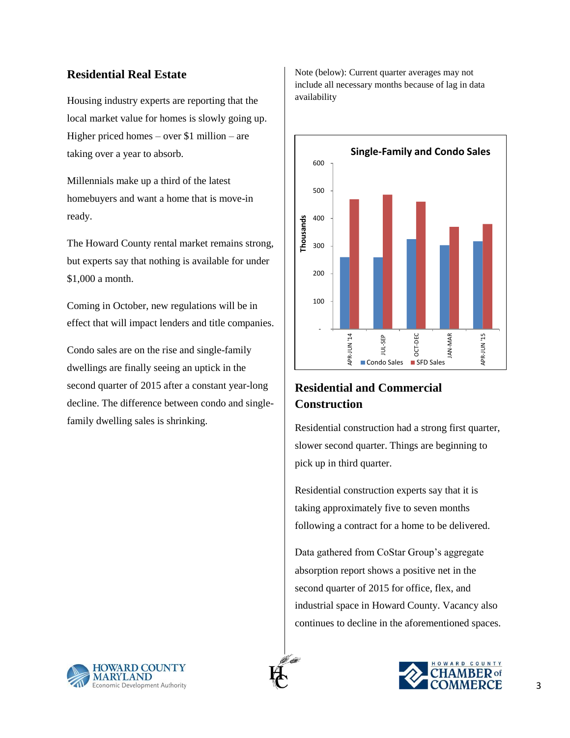## Residential Real Estate

Housing industry experts are reporting that the local market value for homes is slowly going up. Higher priced homes – over $1 million – are taking over a year to absorb.

Millennials make up a third of the latest homebuyers and want a home that is move-in ready.

The Howard County rental market remains strong, but experts say that nothing is available for under $1,000 a month.

Coming in October, new regulations will be in effect that will impact lenders and title companies.

Condo sales are on the rise and single-family dwellings are finally seeing an uptick in the second quarter of 2015 after a constant year-long decline. The difference between condo and single-family dwelling sales is shrinking.

Note (below): Current quarter averages may not include all necessary months because of lag in data availability

**Single-Family and Condo Sales**

## Residential and Commercial Construction

Residential construction had a strong first quarter, slower second quarter. Things are beginning to pick up in third quarter.

Residential construction experts say that it is taking approximately five to seven months following a contract for a home to be delivered.

Data gathered from CoStar Group's aggregate absorption report shows a positive net in the second quarter of 2015 for office, flex, and industrial space in Howard County. Vacancy also continues to decline in the aforementioned spaces.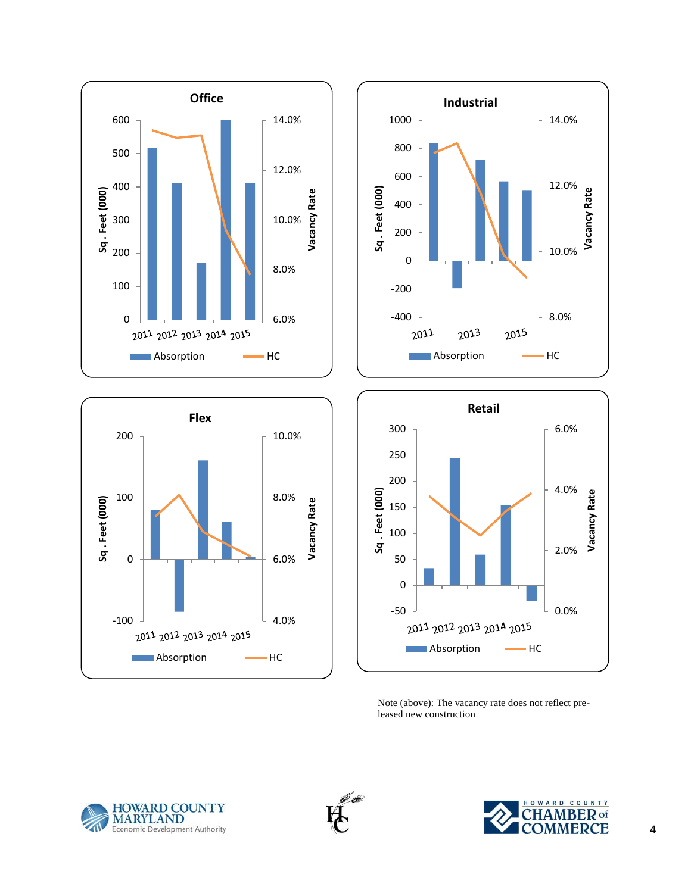**Office**

Sq . Feet (000) | Vacancy Rate

Absorption | HC

2011 2012 2013 2014 2015

**Industrial**

Sq . Feet (000) | Vacancy Rate

Absorption | HC

2011 2013 2015

**Flex**

Sq . Feet (000) | Vacancy Rate

Absorption | HC

2011 2012 2013 2014 2015

**Retail**

Sq . Feet (000) | Vacancy Rate

Absorption | HC

2011 2012 2013 2014 2015

Note (above): The vacancy rate does not reflect pre-leased new construction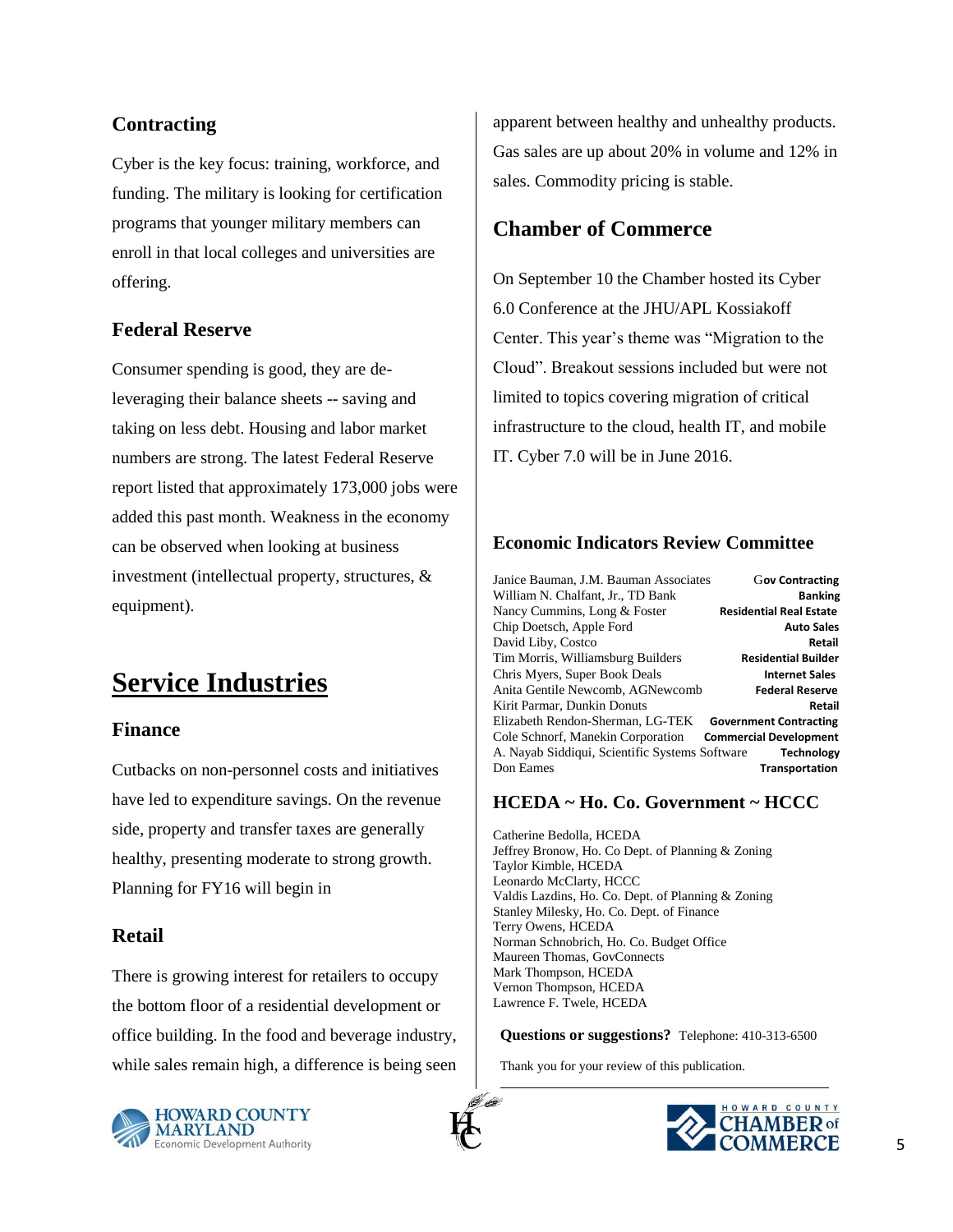### Contracting

Cyber is the key focus: training, workforce, and funding. The military is looking for certification programs that younger military members can enroll in that local colleges and universities are offering.

### Federal Reserve

Consumer spending is good, they are de-leveraging their balance sheets -- saving and taking on less debt. Housing and labor market numbers are strong. The latest Federal Reserve report listed that approximately 173,000 jobs were added this past month. Weakness in the economy can be observed when looking at business investment (intellectual property, structures, & equipment).

## Service Industries

### Finance

Cutbacks on non-personnel costs and initiatives have led to expenditure savings. On the revenue side, property and transfer taxes are generally healthy, presenting moderate to strong growth. Planning for FY16 will begin in

### Retail

There is growing interest for retailers to occupy the bottom floor of a residential development or office building. In the food and beverage industry, while sales remain high, a difference is being seen apparent between healthy and unhealthy products. Gas sales are up about 20% in volume and 12% in sales. Commodity pricing is stable.

## Chamber of Commerce

On September 10 the Chamber hosted its Cyber 6.0 Conference at the JHU/APL Kossiakoff Center. This year's theme was "Migration to the Cloud". Breakout sessions included but were not limited to topics covering migration of critical infrastructure to the cloud, health IT, and mobile IT. Cyber 7.0 will be in June 2016.

### Economic Indicators Review Committee

| | |
|---|---|
| Janice Bauman, J.M. Bauman Associates | **Gov Contracting** |
| William N. Chalfant, Jr., TD Bank | **Banking** |
| Nancy Cummins, Long & Foster | **Residential Real Estate** |
| Chip Doetsch, Apple Ford | **Auto Sales** |
| David Liby, Costco | **Retail** |
| Tim Morris, Williamsburg Builders | **Residential Builder** |
| Chris Myers, Super Book Deals | **Internet Sales** |
| Anita Gentile Newcomb, AGNewcomb | **Federal Reserve** |
| Kirit Parmar, Dunkin Donuts | **Retail** |
| Elizabeth Rendon-Sherman, LG-TEK | **Government Contracting** |
| Cole Schnorf, Manekin Corporation | **Commercial Development** |
| A. Nayab Siddiqui, Scientific Systems Software | **Technology** |
| Don Eames | **Transportation** |

### HCEDA ~ Ho. Co. Government ~ HCCC

Catherine Bedolla, HCEDA
Jeffrey Bronow, Ho. Co Dept. of Planning & Zoning
Taylor Kimble, HCEDA
Leonardo McClarty, HCCC
Valdis Lazdins, Ho. Co. Dept. of Planning & Zoning
Stanley Milesky, Ho. Co. Dept. of Finance
Terry Owens, HCEDA
Norman Schnobrich, Ho. Co. Budget Office
Maureen Thomas, GovConnects
Mark Thompson, HCEDA
Vernon Thompson, HCEDA
Lawrence F. Twele, HCEDA

**Questions or suggestions?** Telephone: 410-313-6500

Thank you for your review of this publication.

HOWARD COUNTY MARYLAND Economic Development Authority

HOWARD COUNTY CHAMBER of COMMERCE